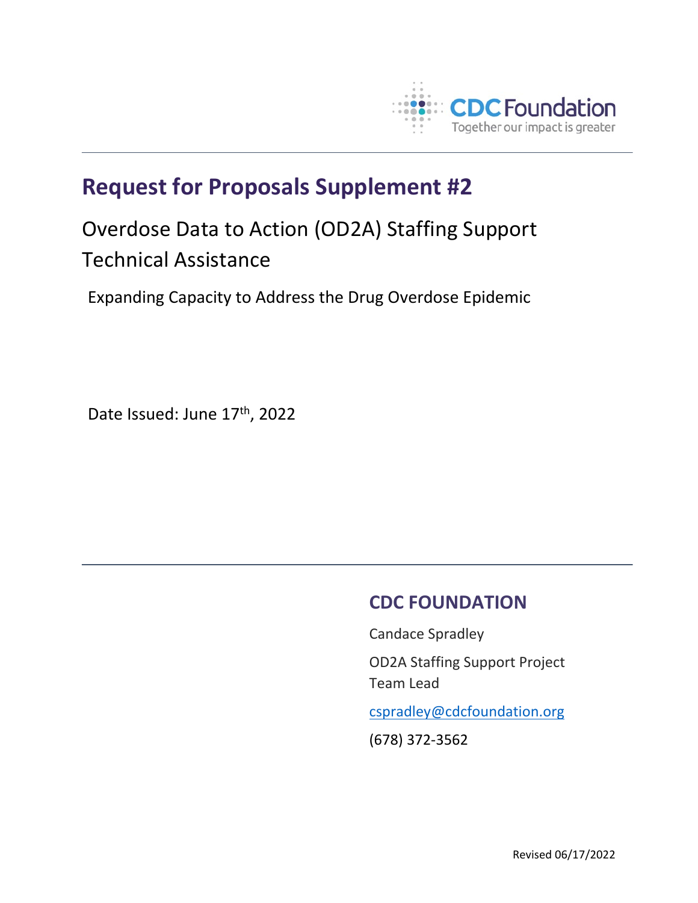CDC Foundation

Together our impact is greater

# Request for Proposals Supplement #2

## Overdose Data to Action (OD2A) Staffing Support Technical Assistance

Expanding Capacity to Address the Drug Overdose Epidemic

Date Issued: June 17th, 2022

## CDC FOUNDATION

Candace Spradley

OD2A Staffing Support Project Team Lead

cspradley@cdcfoundation.org

(678) 372-3562

Revised 06/17/2022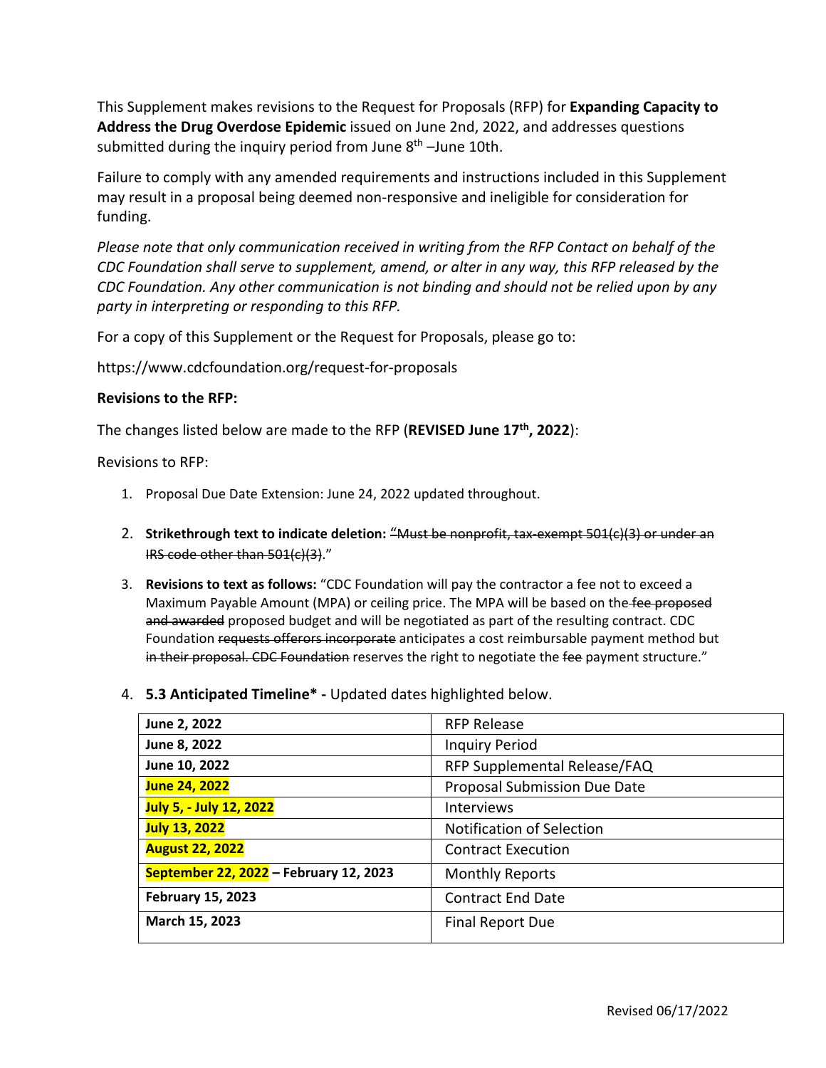This Supplement makes revisions to the Request for Proposals (RFP) for **Expanding Capacity to Address the Drug Overdose Epidemic** issued on June 2nd, 2022, and addresses questions submitted during the inquiry period from June 8th –June 10th.

Failure to comply with any amended requirements and instructions included in this Supplement may result in a proposal being deemed non-responsive and ineligible for consideration for funding.

*Please note that only communication received in writing from the RFP Contact on behalf of the CDC Foundation shall serve to supplement, amend, or alter in any way, this RFP released by the CDC Foundation. Any other communication is not binding and should not be relied upon by any party in interpreting or responding to this RFP.*

For a copy of this Supplement or the Request for Proposals, please go to:

https://www.cdcfoundation.org/request-for-proposals

**Revisions to the RFP:**

The changes listed below are made to the RFP (**REVISED June 17th, 2022**):

Revisions to RFP:

1. Proposal Due Date Extension: June 24, 2022 updated throughout.
2. **Strikethrough text to indicate deletion:** ~~"Must be nonprofit, tax-exempt 501(c)(3) or under an IRS code other than 501(c)(3)~~."
3. **Revisions to text as follows:** "CDC Foundation will pay the contractor a fee not to exceed a Maximum Payable Amount (MPA) or ceiling price. The MPA will be based on the ~~fee proposed and awarded~~ proposed budget and will be negotiated as part of the resulting contract. CDC Foundation ~~requests offerors incorporate~~ anticipates a cost reimbursable payment method but ~~in their proposal. CDC Foundation~~ reserves the right to negotiate the ~~fee~~ payment structure."
4. **5.3 Anticipated Timeline\* -** Updated dates highlighted below.

| | |
|---|---|
| **June 2, 2022** | RFP Release |
| **June 8, 2022** | Inquiry Period |
| **June 10, 2022** | RFP Supplemental Release/FAQ |
| **June 24, 2022** | Proposal Submission Due Date |
| **July 5, - July 12, 2022** | Interviews |
| **July 13, 2022** | Notification of Selection |
| **August 22, 2022** | Contract Execution |
| **September 22, 2022 – February 12, 2023** | Monthly Reports |
| **February 15, 2023** | Contract End Date |
| **March 15, 2023** | Final Report Due |